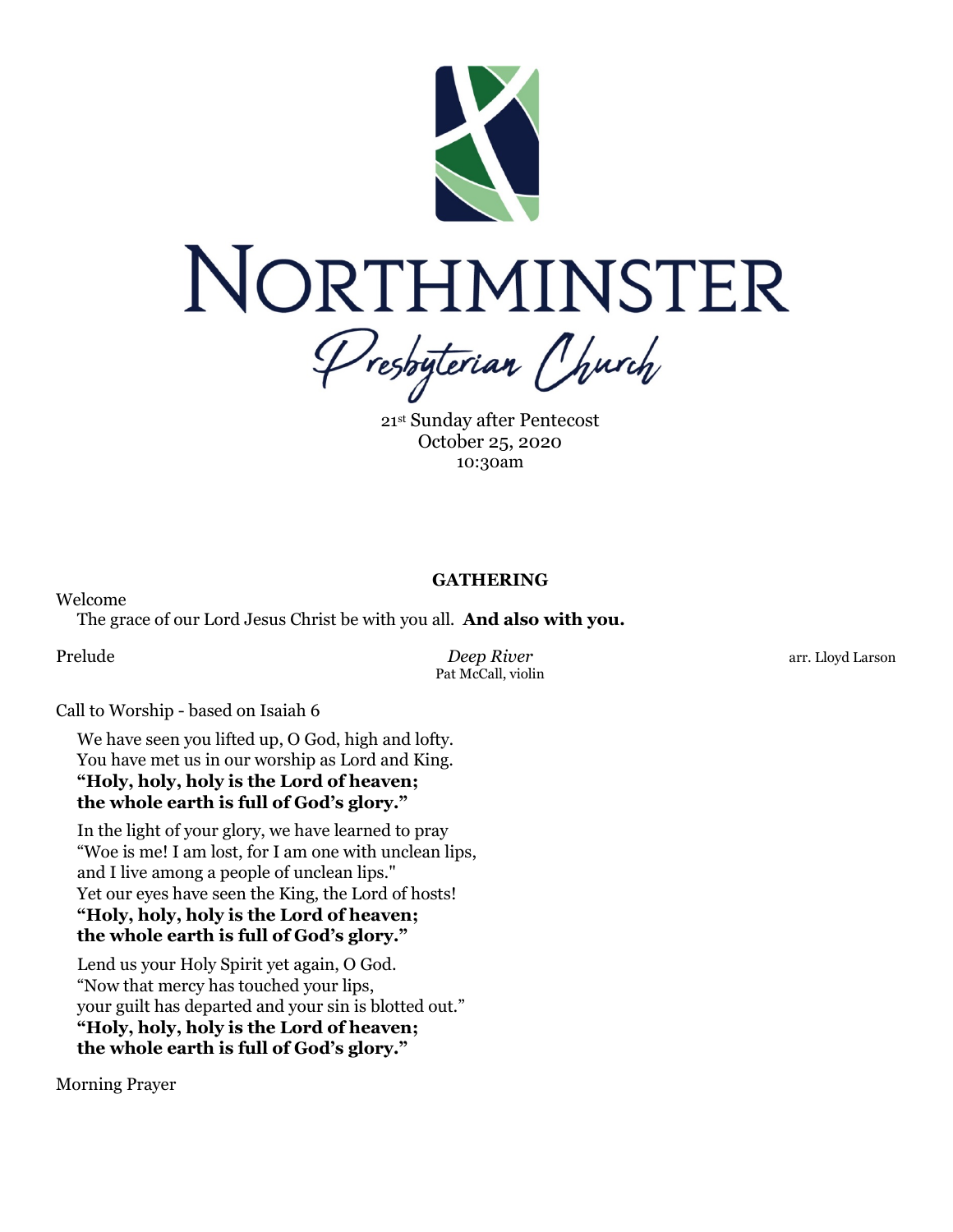# NORTHMINSTER

*Presbyterian Church*

21st Sunday after Pentecost
October 25, 2020
10:30am

## GATHERING

Welcome
The grace of our Lord Jesus Christ be with you all. **And also with you.**

Prelude *Deep River* arr. Lloyd Larson
Pat McCall, violin

Call to Worship - based on Isaiah 6

We have seen you lifted up, O God, high and lofty.
You have met us in our worship as Lord and King.
**"Holy, holy, holy is the Lord of heaven;**
**the whole earth is full of God's glory."**

In the light of your glory, we have learned to pray
"Woe is me! I am lost, for I am one with unclean lips,
and I live among a people of unclean lips."
Yet our eyes have seen the King, the Lord of hosts!
**"Holy, holy, holy is the Lord of heaven;**
**the whole earth is full of God's glory."**

Lend us your Holy Spirit yet again, O God.
"Now that mercy has touched your lips,
your guilt has departed and your sin is blotted out."
**"Holy, holy, holy is the Lord of heaven;**
**the whole earth is full of God's glory."**

Morning Prayer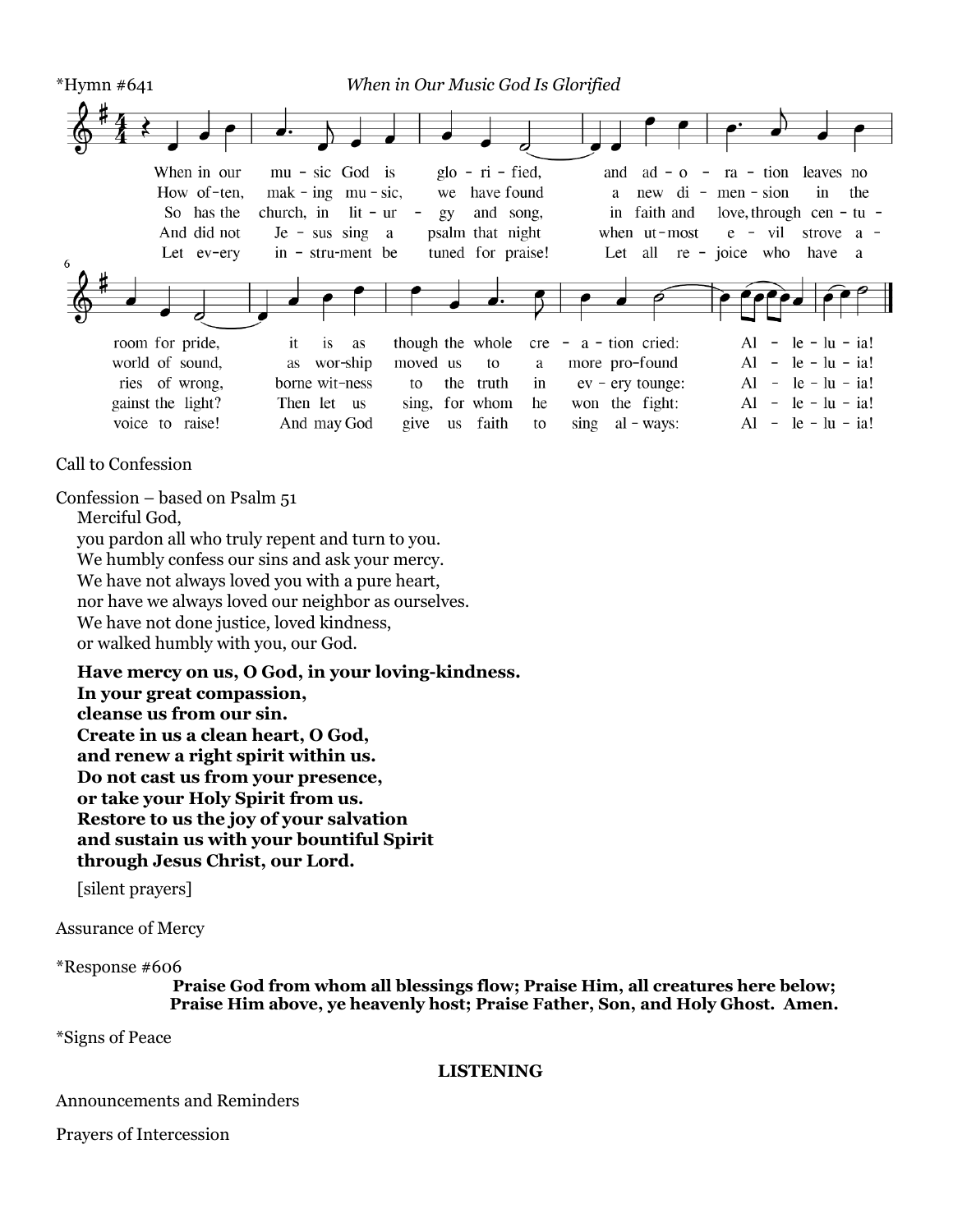*Hymn #641 *When in Our Music God Is Glorified*

When in our music God is glorified, and adoration leaves no room for pride, it is as though the whole creation cried: Alleluia!

How often, making music, we have found a new dimension in the world of sound, as worship moved us to a more profound Alleluia!

So has the church, in liturgy and song, in faith and love, through centuries of wrong, borne witness to the truth in every tounge: Alleluia!

And did not Jesus sing a psalm that night when utmost evil strove against the light? Then let us sing, for whom he won the fight: Alleluia!

Let every instrument be tuned for praise! Let all rejoice who have a voice to raise! And may God give us faith to sing always: Alleluia!

Call to Confession

Confession – based on Psalm 51

Merciful God,
you pardon all who truly repent and turn to you.
We humbly confess our sins and ask your mercy.
We have not always loved you with a pure heart,
nor have we always loved our neighbor as ourselves.
We have not done justice, loved kindness,
or walked humbly with you, our God.

**Have mercy on us, O God, in your loving-kindness.**
**In your great compassion,**
**cleanse us from our sin.**
**Create in us a clean heart, O God,**
**and renew a right spirit within us.**
**Do not cast us from your presence,**
**or take your Holy Spirit from us.**
**Restore to us the joy of your salvation**
**and sustain us with your bountiful Spirit**
**through Jesus Christ, our Lord.**

[silent prayers]

Assurance of Mercy

*Response #606

**Praise God from whom all blessings flow; Praise Him, all creatures here below;**
**Praise Him above, ye heavenly host; Praise Father, Son, and Holy Ghost. Amen.**

*Signs of Peace

**LISTENING**

Announcements and Reminders

Prayers of Intercession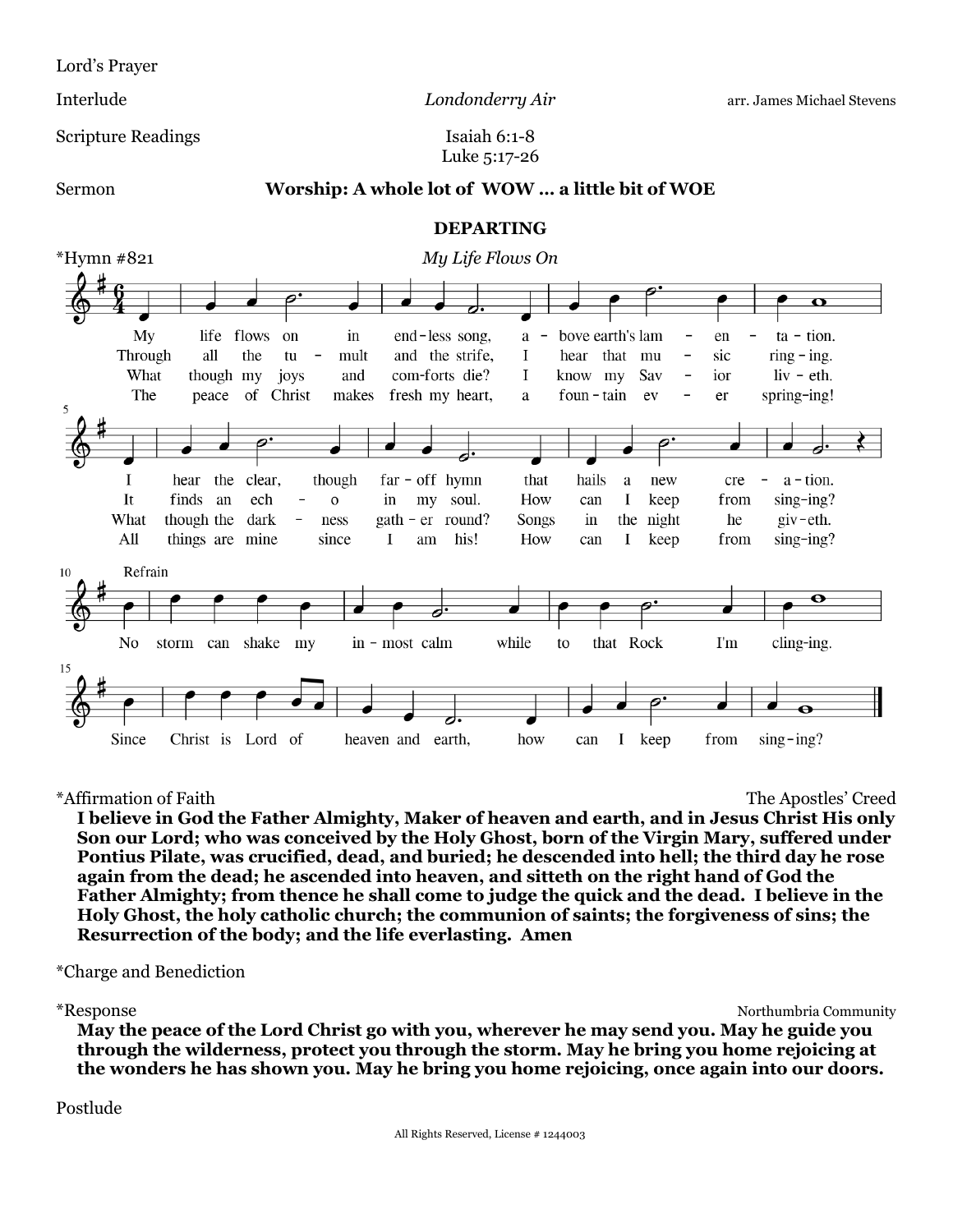Lord's Prayer

Interlude — *Londonderry Air* — arr. James Michael Stevens

Scripture Readings — Isaiah 6:1-8; Luke 5:17-26

Sermon — **Worship: A whole lot of WOW … a little bit of WOE**

## DEPARTING

*Hymn #821 — *My Life Flows On*

1. My life flows on in endless song, above earth's lamentation. I hear the clear, though far-off hymn that hails a new creation.
2. Through all the tumult and the strife, I hear that music ringing. It finds an echo in my soul. How can I keep from singing?
3. What though my joys and comforts die? I know my Savior liveth. What though the darkness gather round? Songs in the night he giveth.
4. The peace of Christ makes fresh my heart, a fountain ever springing! All things are mine since I am his! How can I keep from singing?

Refrain:
No storm can shake my inmost calm while to that Rock I'm clinging. Since Christ is Lord of heaven and earth, how can I keep from singing?

*Affirmation of Faith — The Apostles' Creed

**I believe in God the Father Almighty, Maker of heaven and earth, and in Jesus Christ His only Son our Lord; who was conceived by the Holy Ghost, born of the Virgin Mary, suffered under Pontius Pilate, was crucified, dead, and buried; he descended into hell; the third day he rose again from the dead; he ascended into heaven, and sitteth on the right hand of God the Father Almighty; from thence he shall come to judge the quick and the dead. I believe in the Holy Ghost, the holy catholic church; the communion of saints; the forgiveness of sins; the Resurrection of the body; and the life everlasting. Amen**

*Charge and Benediction

*Response — Northumbria Community

**May the peace of the Lord Christ go with you, wherever he may send you. May he guide you through the wilderness, protect you through the storm. May he bring you home rejoicing at the wonders he has shown you. May he bring you home rejoicing, once again into our doors.**

Postlude

All Rights Reserved, License # 1244003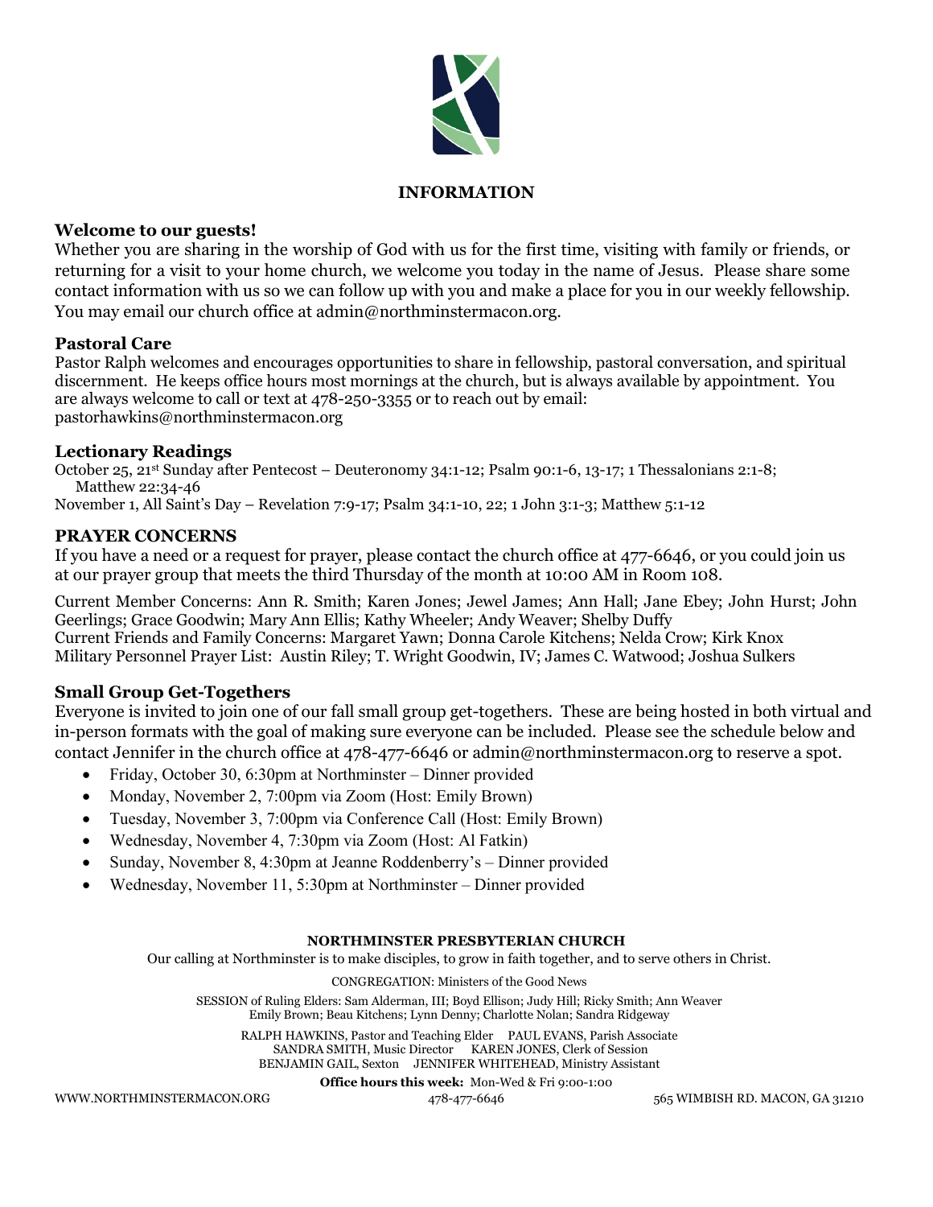## INFORMATION

### Welcome to our guests!

Whether you are sharing in the worship of God with us for the first time, visiting with family or friends, or returning for a visit to your home church, we welcome you today in the name of Jesus. Please share some contact information with us so we can follow up with you and make a place for you in our weekly fellowship. You may email our church office at admin@northminstermacon.org.

### Pastoral Care

Pastor Ralph welcomes and encourages opportunities to share in fellowship, pastoral conversation, and spiritual discernment. He keeps office hours most mornings at the church, but is always available by appointment. You are always welcome to call or text at 478-250-3355 or to reach out by email: pastorhawkins@northminstermacon.org

### Lectionary Readings

October 25, 21st Sunday after Pentecost – Deuteronomy 34:1-12; Psalm 90:1-6, 13-17; 1 Thessalonians 2:1-8; Matthew 22:34-46

November 1, All Saint's Day – Revelation 7:9-17; Psalm 34:1-10, 22; 1 John 3:1-3; Matthew 5:1-12

### PRAYER CONCERNS

If you have a need or a request for prayer, please contact the church office at 477-6646, or you could join us at our prayer group that meets the third Thursday of the month at 10:00 AM in Room 108.

Current Member Concerns: Ann R. Smith; Karen Jones; Jewel James; Ann Hall; Jane Ebey; John Hurst; John Geerlings; Grace Goodwin; Mary Ann Ellis; Kathy Wheeler; Andy Weaver; Shelby Duffy
Current Friends and Family Concerns: Margaret Yawn; Donna Carole Kitchens; Nelda Crow; Kirk Knox
Military Personnel Prayer List: Austin Riley; T. Wright Goodwin, IV; James C. Watwood; Joshua Sulkers

### Small Group Get-Togethers

Everyone is invited to join one of our fall small group get-togethers. These are being hosted in both virtual and in-person formats with the goal of making sure everyone can be included. Please see the schedule below and contact Jennifer in the church office at 478-477-6646 or admin@northminstermacon.org to reserve a spot.

- Friday, October 30, 6:30pm at Northminster – Dinner provided
- Monday, November 2, 7:00pm via Zoom (Host: Emily Brown)
- Tuesday, November 3, 7:00pm via Conference Call (Host: Emily Brown)
- Wednesday, November 4, 7:30pm via Zoom (Host: Al Fatkin)
- Sunday, November 8, 4:30pm at Jeanne Roddenberry's – Dinner provided
- Wednesday, November 11, 5:30pm at Northminster – Dinner provided

**NORTHMINSTER PRESBYTERIAN CHURCH**

Our calling at Northminster is to make disciples, to grow in faith together, and to serve others in Christ.

CONGREGATION: Ministers of the Good News

SESSION of Ruling Elders: Sam Alderman, III; Boyd Ellison; Judy Hill; Ricky Smith; Ann Weaver
Emily Brown; Beau Kitchens; Lynn Denny; Charlotte Nolan; Sandra Ridgeway

RALPH HAWKINS, Pastor and Teaching Elder PAUL EVANS, Parish Associate
SANDRA SMITH, Music Director KAREN JONES, Clerk of Session
BENJAMIN GAIL, Sexton JENNIFER WHITEHEAD, Ministry Assistant

**Office hours this week:** Mon-Wed & Fri 9:00-1:00

WWW.NORTHMINSTERMACON.ORG 478-477-6646 565 WIMBISH RD. MACON, GA 31210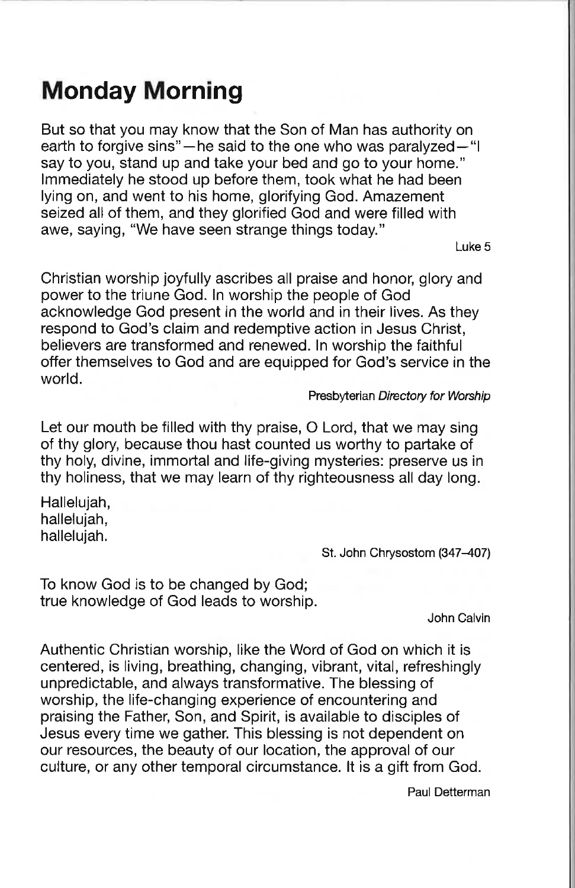# Monday Morning

But so that you may know that the Son of Man has authority on earth to forgive sins"—he said to the one who was paralyzed—"I say to you, stand up and take your bed and go to your home." Immediately he stood up before them, took what he had been lying on, and went to his home, glorifying God. Amazement seized all of them, and they glorified God and were filled with awe, saying, "We have seen strange things today."

Luke 5

Christian worship joyfully ascribes all praise and honor, glory and power to the triune God. In worship the people of God acknowledge God present in the world and in their lives. As they respond to God's claim and redemptive action in Jesus Christ, believers are transformed and renewed. In worship the faithful offer themselves to God and are equipped for God's service in the world.

Presbyterian *Directory for Worship*

Let our mouth be filled with thy praise, O Lord, that we may sing of thy glory, because thou hast counted us worthy to partake of thy holy, divine, immortal and life-giving mysteries: preserve us in thy holiness, that we may learn of thy righteousness all day long.

Hallelujah,
hallelujah,
hallelujah.

St. John Chrysostom (347–407)

To know God is to be changed by God;
true knowledge of God leads to worship.

John Calvin

Authentic Christian worship, like the Word of God on which it is centered, is living, breathing, changing, vibrant, vital, refreshingly unpredictable, and always transformative. The blessing of worship, the life-changing experience of encountering and praising the Father, Son, and Spirit, is available to disciples of Jesus every time we gather. This blessing is not dependent on our resources, the beauty of our location, the approval of our culture, or any other temporal circumstance. It is a gift from God.

Paul Detterman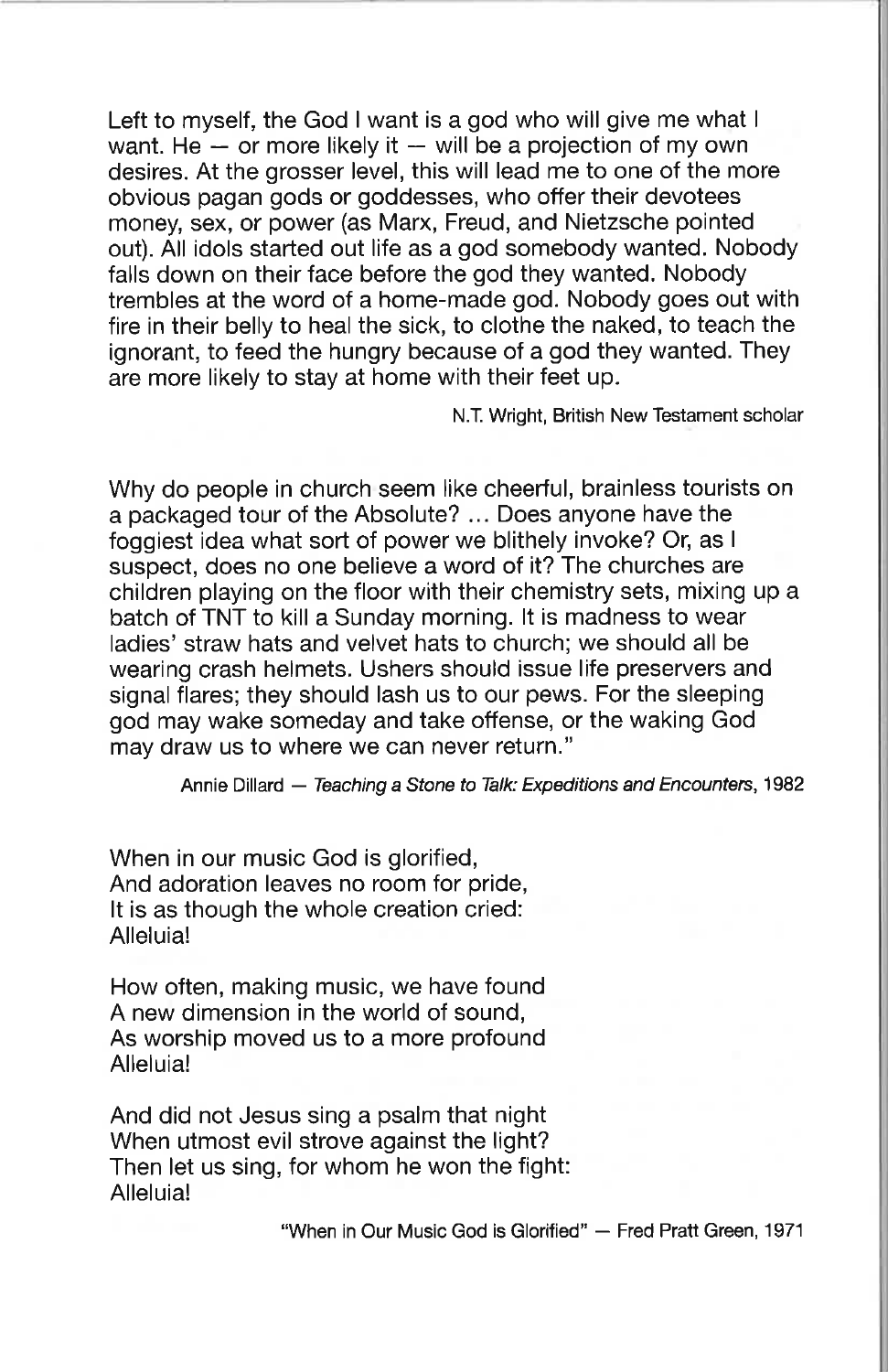Left to myself, the God I want is a god who will give me what I want. He — or more likely it — will be a projection of my own desires. At the grosser level, this will lead me to one of the more obvious pagan gods or goddesses, who offer their devotees money, sex, or power (as Marx, Freud, and Nietzsche pointed out). All idols started out life as a god somebody wanted. Nobody falls down on their face before the god they wanted. Nobody trembles at the word of a home-made god. Nobody goes out with fire in their belly to heal the sick, to clothe the naked, to teach the ignorant, to feed the hungry because of a god they wanted. They are more likely to stay at home with their feet up.

N.T. Wright, British New Testament scholar

Why do people in church seem like cheerful, brainless tourists on a packaged tour of the Absolute? ... Does anyone have the foggiest idea what sort of power we blithely invoke? Or, as I suspect, does no one believe a word of it? The churches are children playing on the floor with their chemistry sets, mixing up a batch of TNT to kill a Sunday morning. It is madness to wear ladies' straw hats and velvet hats to church; we should all be wearing crash helmets. Ushers should issue life preservers and signal flares; they should lash us to our pews. For the sleeping god may wake someday and take offense, or the waking God may draw us to where we can never return."

Annie Dillard — *Teaching a Stone to Talk: Expeditions and Encounters*, 1982

When in our music God is glorified,
And adoration leaves no room for pride,
It is as though the whole creation cried:
Alleluia!

How often, making music, we have found
A new dimension in the world of sound,
As worship moved us to a more profound
Alleluia!

And did not Jesus sing a psalm that night
When utmost evil strove against the light?
Then let us sing, for whom he won the fight:
Alleluia!

"When in Our Music God is Glorified" — Fred Pratt Green, 1971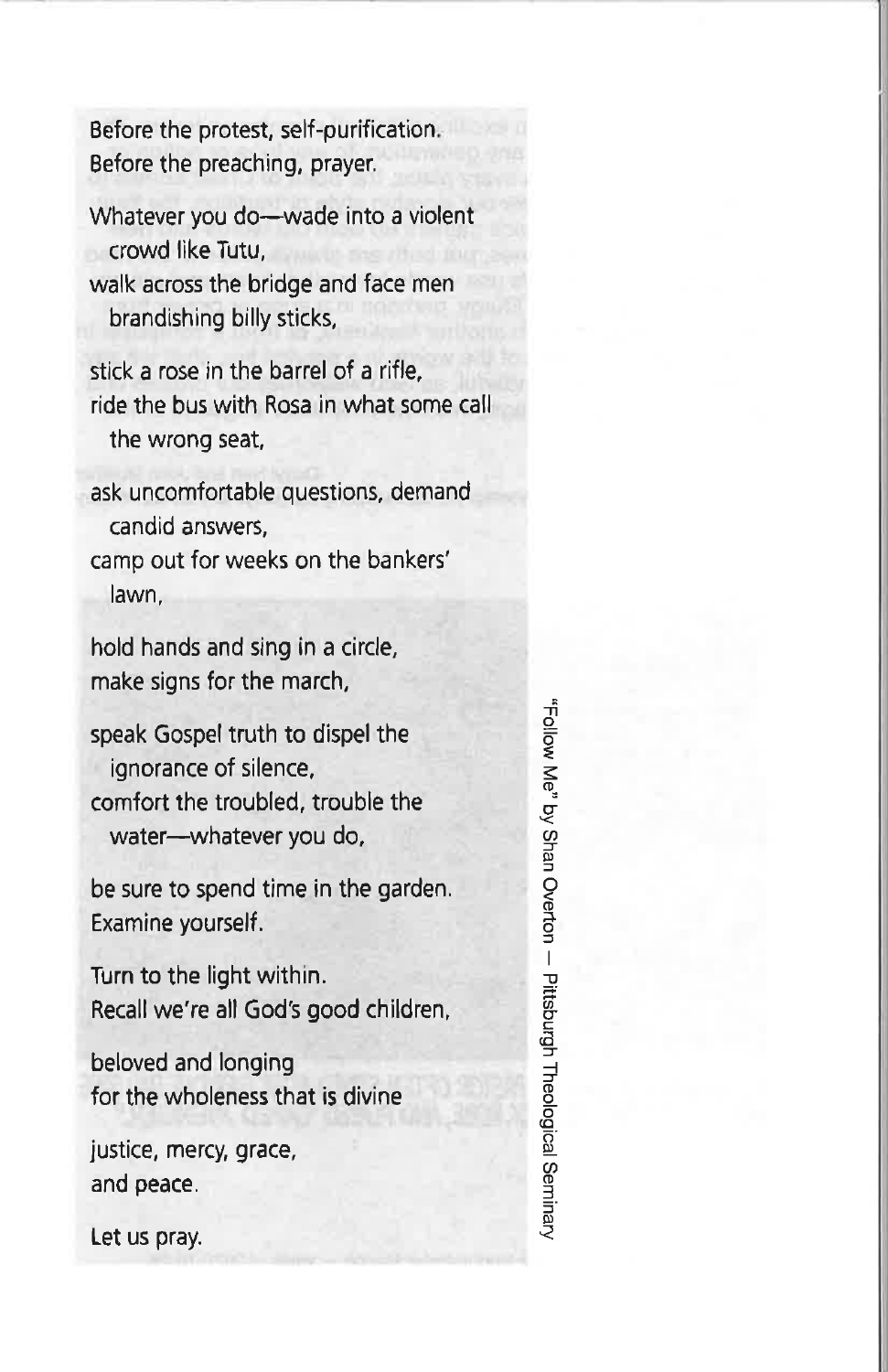Before the protest, self-purification.
Before the preaching, prayer.

Whatever you do—wade into a violent crowd like Tutu,
walk across the bridge and face men brandishing billy sticks,

stick a rose in the barrel of a rifle,
ride the bus with Rosa in what some call the wrong seat,

ask uncomfortable questions, demand candid answers,
camp out for weeks on the bankers' lawn,

hold hands and sing in a circle,
make signs for the march,

speak Gospel truth to dispel the ignorance of silence,
comfort the troubled, trouble the water—whatever you do,

be sure to spend time in the garden.
Examine yourself.

Turn to the light within.
Recall we're all God's good children,

beloved and longing
for the wholeness that is divine

justice, mercy, grace,
and peace.

Let us pray.

"Follow Me" by Shan Overton — Pittsburgh Theological Seminary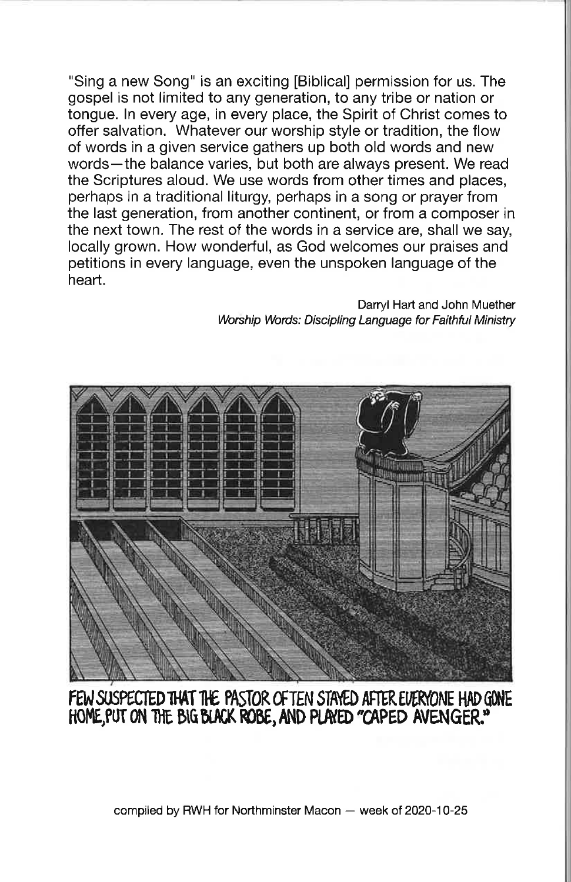"Sing a new Song" is an exciting [Biblical] permission for us. The gospel is not limited to any generation, to any tribe or nation or tongue. In every age, in every place, the Spirit of Christ comes to offer salvation. Whatever our worship style or tradition, the flow of words in a given service gathers up both old words and new words—the balance varies, but both are always present. We read the Scriptures aloud. We use words from other times and places, perhaps in a traditional liturgy, perhaps in a song or prayer from the last generation, from another continent, or from a composer in the next town. The rest of the words in a service are, shall we say, locally grown. How wonderful, as God welcomes our praises and petitions in every language, even the unspoken language of the heart.

Darryl Hart and John Muether
*Worship Words: Discipling Language for Faithful Ministry*

FEW SUSPECTED THAT THE PASTOR OFTEN STAYED AFTER EVERYONE HAD GONE HOME, PUT ON THE BIG BLACK ROBE, AND PLAYED "CAPED AVENGER."

compiled by RWH for Northminster Macon — week of 2020-10-25